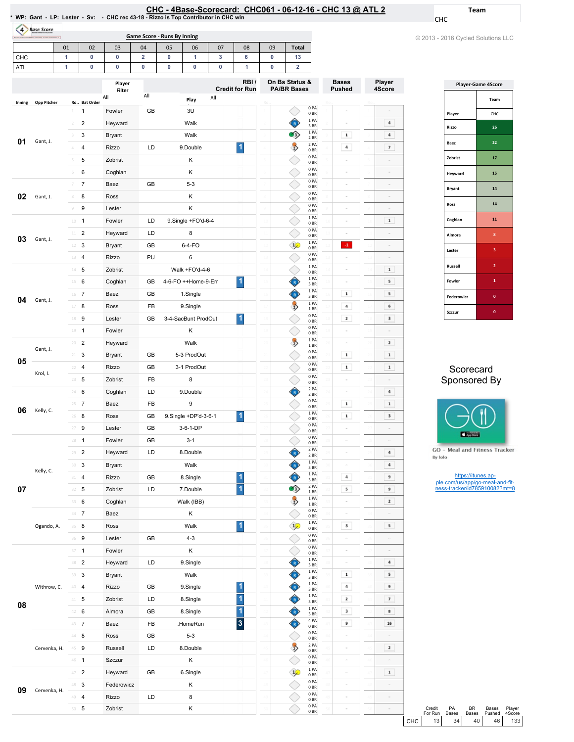# CHC - 4Base-Scorecard: CHC061 - 06-12-16 - CHC 13 @ ATL 2

\* WP: Gant - LP: Lester - Sv: - CHC rec 43-18 - Rizzo is Top Contributor in CHC win

Team: CHC

© 2013 - 2016 Cycled Solutions LLC

## Game Score - Runs By Inning

| | 01 | 02 | 03 | 04 | 05 | 06 | 07 | 08 | 09 | Total |
|---|---|---|---|---|---|---|---|---|---|---|
| CHC | 1 | 0 | 0 | 2 | 0 | 1 | 3 | 6 | 0 | 13 |
| ATL | 1 | 0 | 0 | 0 | 0 | 0 | 0 | 1 | 0 | 2 |

| Inning | Opp Pitcher | Ro.. | Bat Order | Player | | Play | RBI / Credit for Run | On Bs Status & PA/BR Bases | Bases Pushed | Player 4Score |
|---|---|---|---|---|---|---|---|---|---|---|
| 01 | Gant, J. | 1 | 1 | Fowler | GB | 3U | | 0 PA 0 BR | | |
| | | 2 | 2 | Heyward | | Walk | | 1 PA 3 BR | | 4 |
| | | 3 | 3 | Bryant | | Walk | | 1 PA 2 BR | 1 | 4 |
| | | 4 | 4 | Rizzo | LD | 9.Double | 1 | 2 PA 0 BR | 4 | 7 |
| | | 5 | 5 | Zobrist | | K | | 0 PA 0 BR | | |
| | | 6 | 6 | Coghlan | | K | | 0 PA 0 BR | | |
| 02 | Gant, J. | 7 | 7 | Baez | GB | 5-3 | | 0 PA 0 BR | | |
| | | 8 | 8 | Ross | | K | | 0 PA 0 BR | | |
| | | 9 | 9 | Lester | | K | | 0 PA 0 BR | | |
| 03 | Gant, J. | 10 | 1 | Fowler | LD | 9.Single +FO'd-6-4 | | 1 PA 0 BR | | 1 |
| | | 11 | 2 | Heyward | LD | 8 | | 0 PA 0 BR | | |
| | | 12 | 3 | Bryant | GB | 6-4-FO | | 1 PA 0 BR | -1 | |
| | | 13 | 4 | Rizzo | PU | 6 | | 0 PA 0 BR | | |
| 04 | Gant, J. | 14 | 5 | Zobrist | | Walk +FO'd-4-6 | | 1 PA 0 BR | | 1 |
| | | 15 | 6 | Coghlan | GB | 4-6-FO ++Home-9-Err | 1 | 1 PA 3 BR | | 5 |
| | | 16 | 7 | Baez | GB | 1.Single | | 1 PA 3 BR | 1 | 5 |
| | | 17 | 8 | Ross | FB | 9.Single | | 1 PA 1 BR | 4 | 6 |
| | | 18 | 9 | Lester | GB | 3-4-SacBunt ProdOut | 1 | 0 PA 0 BR | 2 | 3 |
| | | 19 | 1 | Fowler | | K | | 0 PA 0 BR | | |
| 05 | Gant, J. | 20 | 2 | Heyward | | Walk | | 1 PA 1 BR | | 2 |
| | | 21 | 3 | Bryant | GB | 5-3 ProdOut | | 0 PA 0 BR | 1 | 1 |
| | Krol, I. | 22 | 4 | Rizzo | GB | 3-1 ProdOut | | 0 PA 0 BR | 1 | 1 |
| | | 23 | 5 | Zobrist | FB | 8 | | 0 PA 0 BR | | |
| 06 | Kelly, C. | 24 | 6 | Coghlan | LD | 9.Double | | 2 PA 2 BR | | 4 |
| | | 25 | 7 | Baez | FB | 9 | | 0 PA 0 BR | 1 | 1 |
| | | 26 | 8 | Ross | GB | 9.Single +DP'd-3-6-1 | 1 | 1 PA 0 BR | 1 | 3 |
| | | 27 | 9 | Lester | GB | 3-6-1-DP | | 0 PA 0 BR | | |
| 07 | Kelly, C. | 28 | 1 | Fowler | GB | 3-1 | | 0 PA 0 BR | | |
| | | 29 | 2 | Heyward | LD | 8.Double | | 2 PA 2 BR | | 4 |
| | | 30 | 3 | Bryant | | Walk | | 1 PA 3 BR | | 4 |
| | | 31 | 4 | Rizzo | GB | 8.Single | 1 | 1 PA 3 BR | 4 | 9 |
| | | 32 | 5 | Zobrist | LD | 7.Double | 1 | 2 PA 1 BR | 5 | 9 |
| | | 33 | 6 | Coghlan | | Walk (IBB) | | 1 PA 1 BR | | 2 |
| | | 34 | 7 | Baez | | K | | 0 PA 0 BR | | |
| | Ogando, A. | 35 | 8 | Ross | | Walk | 1 | 1 PA 0 BR | 3 | 5 |
| | | 36 | 9 | Lester | GB | 4-3 | | 0 PA 0 BR | | |
| 08 | Withrow, C. | 37 | 1 | Fowler | | K | | 0 PA 0 BR | | |
| | | 38 | 2 | Heyward | LD | 9.Single | | 1 PA 3 BR | | 4 |
| | | 39 | 3 | Bryant | | Walk | | 1 PA 3 BR | 1 | 5 |
| | | 40 | 4 | Rizzo | GB | 9.Single | 1 | 1 PA 3 BR | 4 | 9 |
| | | 41 | 5 | Zobrist | LD | 8.Single | 1 | 1 PA 3 BR | 2 | 7 |
| | | 42 | 6 | Almora | GB | 8.Single | 1 | 1 PA 3 BR | 3 | 8 |
| | | 43 | 7 | Baez | FB | .HomeRun | 3 | 4 PA 0 BR | 9 | 16 |
| | Cervenka, H. | 44 | 8 | Ross | GB | 5-3 | | 0 PA 0 BR | | |
| | | 45 | 9 | Russell | LD | 8.Double | | 2 PA 0 BR | | 2 |
| | | 46 | 1 | Szczur | | K | | 0 PA 0 BR | | |
| 09 | Cervenka, H. | 47 | 2 | Heyward | GB | 6.Single | | 1 PA 0 BR | | 1 |
| | | 48 | 3 | Federowicz | | K | | 0 PA 0 BR | | |
| | | 49 | 4 | Rizzo | LD | 8 | | 0 PA 0 BR | | |
| | | 50 | 5 | Zobrist | | K | | 0 PA 0 BR | | |

| | Credit For Run | PA Bases | BR Bases | Bases Pushed | Player 4Score |
|---|---|---|---|---|---|
| CHC | 13 | 34 | 40 | 46 | 133 |

## Player-Game 4Score

| Player | CHC |
|---|---|
| Rizzo | 26 |
| Baez | 22 |
| Zobrist | 17 |
| Heyward | 15 |
| Bryant | 14 |
| Ross | 14 |
| Coghlan | 11 |
| Almora | 8 |
| Lester | 3 |
| Russell | 2 |
| Fowler | 1 |
| Federowicz | 0 |
| Szczur | 0 |

Scorecard Sponsored By

GO - Meal and Fitness Tracker
By Iolo

https://itunes.apple.com/us/app/go-meal-and-fitness-tracker/id785910082?mt=8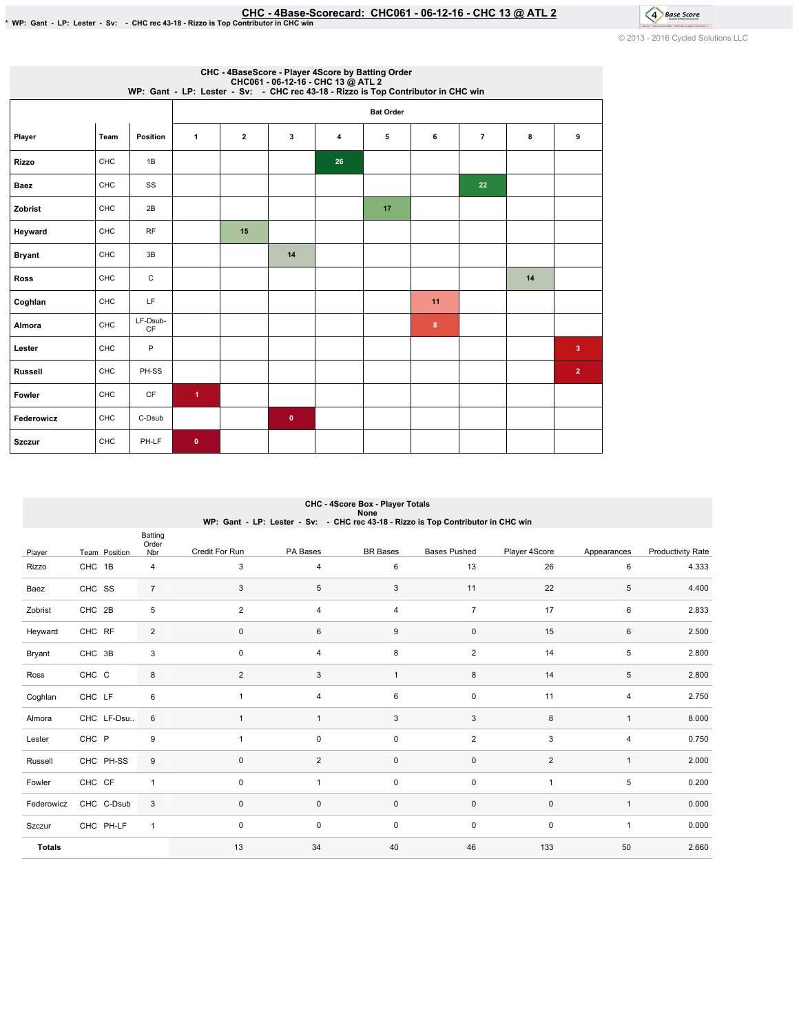# CHC - 4Base-Scorecard: CHC061 - 06-12-16 - CHC 13 @ ATL 2

* WP: Gant - LP: Lester - Sv: - CHC rec 43-18 - Rizzo is Top Contributor in CHC win

© 2013 - 2016 Cycled Solutions LLC

## CHC - 4BaseScore - Player 4Score by Batting Order
CHC061 - 06-12-16 - CHC 13 @ ATL 2
WP: Gant - LP: Lester - Sv: - CHC rec 43-18 - Rizzo is Top Contributor in CHC win

| Player | Team | Position | Bat Order 1 | 2 | 3 | 4 | 5 | 6 | 7 | 8 | 9 |
|---|---|---|---|---|---|---|---|---|---|---|---|
| Rizzo | CHC | 1B | | | | 26 | | | | | |
| Baez | CHC | SS | | | | | | | 22 | | |
| Zobrist | CHC | 2B | | | | | 17 | | | | |
| Heyward | CHC | RF | | 15 | | | | | | | |
| Bryant | CHC | 3B | | | 14 | | | | | | |
| Ross | CHC | C | | | | | | | | 14 | |
| Coghlan | CHC | LF | | | | | | 11 | | | |
| Almora | CHC | LF-Dsub-CF | | | | | | 8 | | | |
| Lester | CHC | P | | | | | | | | | 3 |
| Russell | CHC | PH-SS | | | | | | | | | 2 |
| Fowler | CHC | CF | 1 | | | | | | | | |
| Federowicz | CHC | C-Dsub | | | 0 | | | | | | |
| Szczur | CHC | PH-LF | 0 | | | | | | | | |

## CHC - 4Score Box - Player Totals
None
WP: Gant - LP: Lester - Sv: - CHC rec 43-18 - Rizzo is Top Contributor in CHC win

| Player | Team | Position | Batting Order Nbr | Credit For Run | PA Bases | BR Bases | Bases Pushed | Player 4Score | Appearances | Productivity Rate |
|---|---|---|---|---|---|---|---|---|---|---|
| Rizzo | CHC | 1B | 4 | 3 | 4 | 6 | 13 | 26 | 6 | 4.333 |
| Baez | CHC | SS | 7 | 3 | 5 | 3 | 11 | 22 | 5 | 4.400 |
| Zobrist | CHC | 2B | 5 | 2 | 4 | 4 | 7 | 17 | 6 | 2.833 |
| Heyward | CHC | RF | 2 | 0 | 6 | 9 | 0 | 15 | 6 | 2.500 |
| Bryant | CHC | 3B | 3 | 0 | 4 | 8 | 2 | 14 | 5 | 2.800 |
| Ross | CHC | C | 8 | 2 | 3 | 1 | 8 | 14 | 5 | 2.800 |
| Coghlan | CHC | LF | 6 | 1 | 4 | 6 | 0 | 11 | 4 | 2.750 |
| Almora | CHC | LF-Dsu.. | 6 | 1 | 1 | 3 | 3 | 8 | 1 | 8.000 |
| Lester | CHC | P | 9 | 1 | 0 | 0 | 2 | 3 | 4 | 0.750 |
| Russell | CHC | PH-SS | 9 | 0 | 2 | 0 | 0 | 2 | 1 | 2.000 |
| Fowler | CHC | CF | 1 | 0 | 1 | 0 | 0 | 1 | 5 | 0.200 |
| Federowicz | CHC | C-Dsub | 3 | 0 | 0 | 0 | 0 | 0 | 1 | 0.000 |
| Szczur | CHC | PH-LF | 1 | 0 | 0 | 0 | 0 | 0 | 1 | 0.000 |
| **Totals** | | | | 13 | 34 | 40 | 46 | 133 | 50 | 2.660 |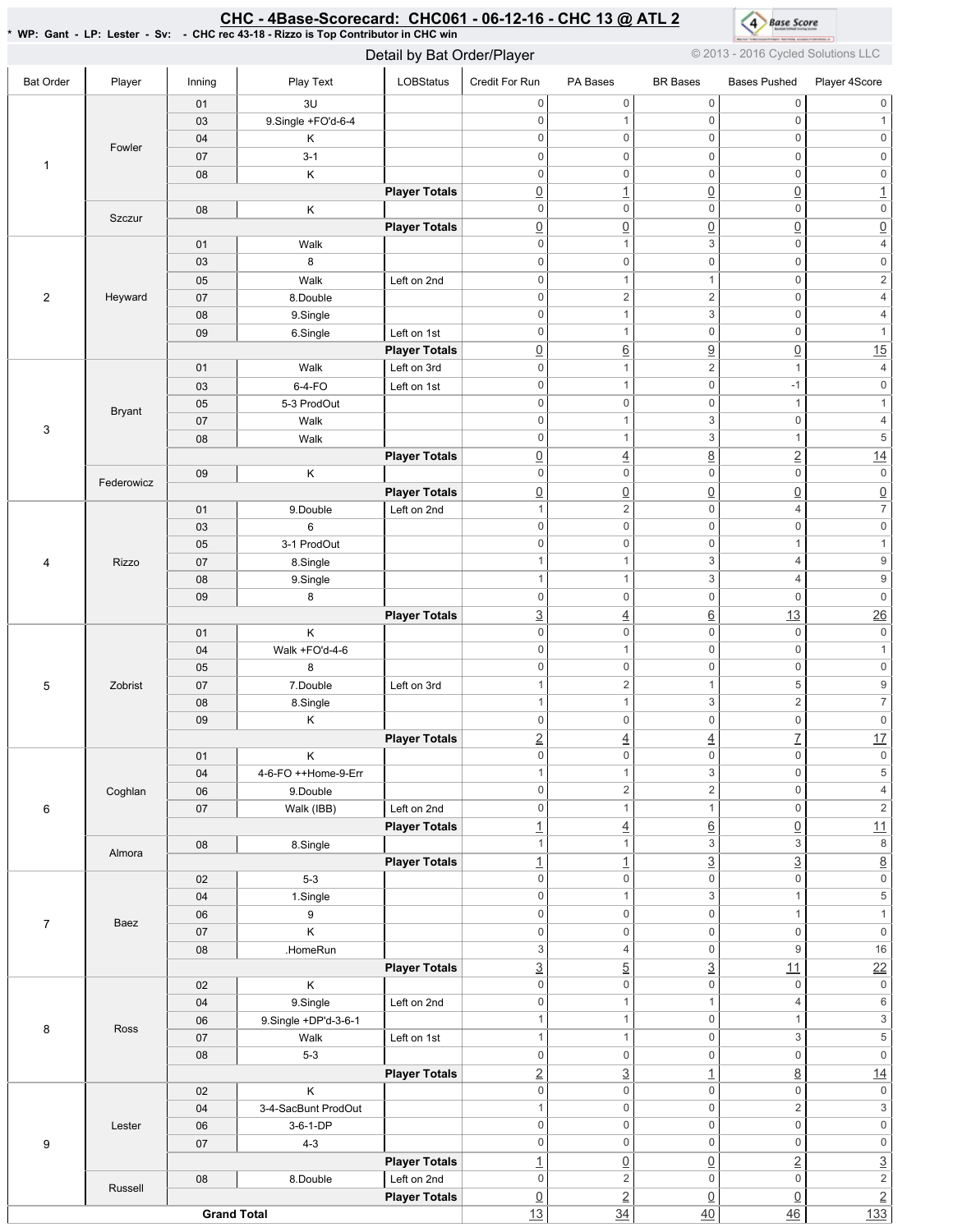# CHC - 4Base-Scorecard: CHC061 - 06-12-16 - CHC 13 @ ATL 2

* WP: Gant - LP: Lester - Sv: - CHC rec 43-18 - Rizzo is Top Contributor in CHC win

Detail by Bat Order/Player

© 2013 - 2016 Cycled Solutions LLC

| Bat Order | Player | Inning | Play Text | LOBStatus | Credit For Run | PA Bases | BR Bases | Bases Pushed | Player 4Score |
|---|---|---|---|---|---|---|---|---|---|
| 1 | Fowler | 01 | 3U | | 0 | 0 | 0 | 0 | 0 |
| | | 03 | 9.Single +FO'd-6-4 | | 0 | 1 | 0 | 0 | 1 |
| | | 04 | K | | 0 | 0 | 0 | 0 | 0 |
| | | 07 | 3-1 | | 0 | 0 | 0 | 0 | 0 |
| | | 08 | K | | 0 | 0 | 0 | 0 | 0 |
| | | | | **Player Totals** | 0 | 1 | 0 | 0 | 1 |
| | Szczur | 08 | K | | 0 | 0 | 0 | 0 | 0 |
| | | | | **Player Totals** | 0 | 0 | 0 | 0 | 0 |
| 2 | Heyward | 01 | Walk | | 0 | 1 | 3 | 0 | 4 |
| | | 03 | 8 | | 0 | 0 | 0 | 0 | 0 |
| | | 05 | Walk | Left on 2nd | 0 | 1 | 1 | 0 | 2 |
| | | 07 | 8.Double | | 0 | 2 | 2 | 0 | 4 |
| | | 08 | 9.Single | | 0 | 1 | 3 | 0 | 4 |
| | | 09 | 6.Single | Left on 1st | 0 | 1 | 0 | 0 | 1 |
| | | | | **Player Totals** | 0 | 6 | 9 | 0 | 15 |
| 3 | Bryant | 01 | Walk | Left on 3rd | 0 | 1 | 2 | 1 | 4 |
| | | 03 | 6-4-FO | Left on 1st | 0 | 1 | 0 | -1 | 0 |
| | | 05 | 5-3 ProdOut | | 0 | 0 | 0 | 1 | 1 |
| | | 07 | Walk | | 0 | 1 | 3 | 0 | 4 |
| | | 08 | Walk | | 0 | 1 | 3 | 1 | 5 |
| | | | | **Player Totals** | 0 | 4 | 8 | 2 | 14 |
| | Federowicz | 09 | K | | 0 | 0 | 0 | 0 | 0 |
| | | | | **Player Totals** | 0 | 0 | 0 | 0 | 0 |
| 4 | Rizzo | 01 | 9.Double | Left on 2nd | 1 | 2 | 0 | 4 | 7 |
| | | 03 | 6 | | 0 | 0 | 0 | 0 | 0 |
| | | 05 | 3-1 ProdOut | | 0 | 0 | 0 | 1 | 1 |
| | | 07 | 8.Single | | 1 | 1 | 3 | 4 | 9 |
| | | 08 | 9.Single | | 1 | 1 | 3 | 4 | 9 |
| | | 09 | 8 | | 0 | 0 | 0 | 0 | 0 |
| | | | | **Player Totals** | 3 | 4 | 6 | 13 | 26 |
| 5 | Zobrist | 01 | K | | 0 | 0 | 0 | 0 | 0 |
| | | 04 | Walk +FO'd-4-6 | | 0 | 1 | 0 | 0 | 1 |
| | | 05 | 8 | | 0 | 0 | 0 | 0 | 0 |
| | | 07 | 7.Double | Left on 3rd | 1 | 2 | 1 | 5 | 9 |
| | | 08 | 8.Single | | 1 | 1 | 3 | 2 | 7 |
| | | 09 | K | | 0 | 0 | 0 | 0 | 0 |
| | | | | **Player Totals** | 2 | 4 | 4 | 7 | 17 |
| 6 | Coghlan | 01 | K | | 0 | 0 | 0 | 0 | 0 |
| | | 04 | 4-6-FO ++Home-9-Err | | 1 | 1 | 3 | 0 | 5 |
| | | 06 | 9.Double | | 0 | 2 | 2 | 0 | 4 |
| | | 07 | Walk (IBB) | Left on 2nd | 0 | 1 | 1 | 0 | 2 |
| | | | | **Player Totals** | 1 | 4 | 6 | 0 | 11 |
| | Almora | 08 | 8.Single | | 1 | 1 | 3 | 3 | 8 |
| | | | | **Player Totals** | 1 | 1 | 3 | 3 | 8 |
| 7 | Baez | 02 | 5-3 | | 0 | 0 | 0 | 0 | 0 |
| | | 04 | 1.Single | | 0 | 1 | 3 | 1 | 5 |
| | | 06 | 9 | | 0 | 0 | 0 | 1 | 1 |
| | | 07 | K | | 0 | 0 | 0 | 0 | 0 |
| | | 08 | .HomeRun | | 3 | 4 | 0 | 9 | 16 |
| | | | | **Player Totals** | 3 | 5 | 3 | 11 | 22 |
| 8 | Ross | 02 | K | | 0 | 0 | 0 | 0 | 0 |
| | | 04 | 9.Single | Left on 2nd | 0 | 1 | 1 | 4 | 6 |
| | | 06 | 9.Single +DP'd-3-6-1 | | 1 | 1 | 0 | 1 | 3 |
| | | 07 | Walk | Left on 1st | 1 | 1 | 0 | 3 | 5 |
| | | 08 | 5-3 | | 0 | 0 | 0 | 0 | 0 |
| | | | | **Player Totals** | 2 | 3 | 1 | 8 | 14 |
| 9 | Lester | 02 | K | | 0 | 0 | 0 | 0 | 0 |
| | | 04 | 3-4-SacBunt ProdOut | | 1 | 0 | 0 | 2 | 3 |
| | | 06 | 3-6-1-DP | | 0 | 0 | 0 | 0 | 0 |
| | | 07 | 4-3 | | 0 | 0 | 0 | 0 | 0 |
| | | | | **Player Totals** | 1 | 0 | 0 | 2 | 3 |
| | Russell | 08 | 8.Double | Left on 2nd | 0 | 2 | 0 | 0 | 2 |
| | | | | **Player Totals** | 0 | 2 | 0 | 0 | 2 |
| **Grand Total** | | | | | 13 | 34 | 40 | 46 | 133 |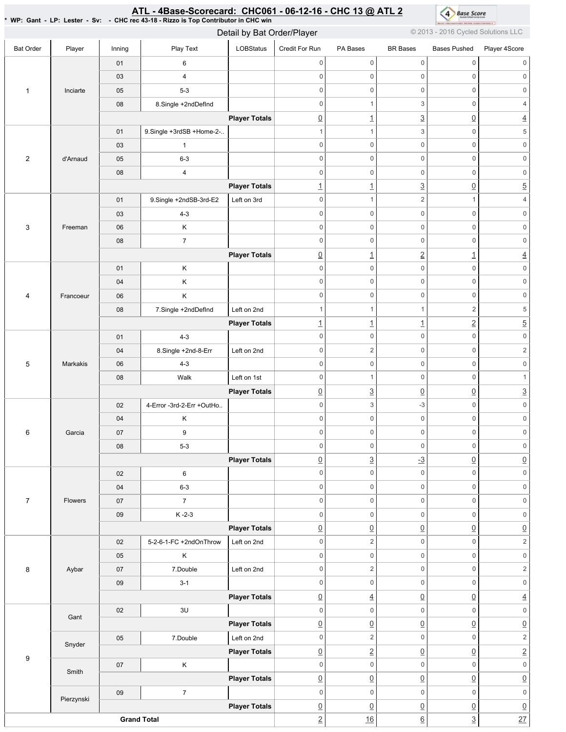## ATL - 4Base-Scorecard: CHC061 - 06-12-16 - CHC 13 @ ATL 2

* WP: Gant - LP: Lester - Sv: - CHC rec 43-18 - Rizzo is Top Contributor in CHC win

Detail by Bat Order/Player

© 2013 - 2016 Cycled Solutions LLC

| Bat Order | Player | Inning | Play Text | LOBStatus | Credit For Run | PA Bases | BR Bases | Bases Pushed | Player 4Score |
|---|---|---|---|---|---|---|---|---|---|
| 1 | Inciarte | 01 | 6 | | 0 | 0 | 0 | 0 | 0 |
| | | 03 | 4 | | 0 | 0 | 0 | 0 | 0 |
| | | 05 | 5-3 | | 0 | 0 | 0 | 0 | 0 |
| | | 08 | 8.Single +2ndDefInd | | 0 | 1 | 3 | 0 | 4 |
| | | | | Player Totals | 0 | 1 | 3 | 0 | 4 |
| 2 | d'Arnaud | 01 | 9.Single +3rdSB +Home-2-.. | | 1 | 1 | 3 | 0 | 5 |
| | | 03 | 1 | | 0 | 0 | 0 | 0 | 0 |
| | | 05 | 6-3 | | 0 | 0 | 0 | 0 | 0 |
| | | 08 | 4 | | 0 | 0 | 0 | 0 | 0 |
| | | | | Player Totals | 1 | 1 | 3 | 0 | 5 |
| 3 | Freeman | 01 | 9.Single +2ndSB-3rd-E2 | Left on 3rd | 0 | 1 | 2 | 1 | 4 |
| | | 03 | 4-3 | | 0 | 0 | 0 | 0 | 0 |
| | | 06 | K | | 0 | 0 | 0 | 0 | 0 |
| | | 08 | 7 | | 0 | 0 | 0 | 0 | 0 |
| | | | | Player Totals | 0 | 1 | 2 | 1 | 4 |
| 4 | Francoeur | 01 | K | | 0 | 0 | 0 | 0 | 0 |
| | | 04 | K | | 0 | 0 | 0 | 0 | 0 |
| | | 06 | K | | 0 | 0 | 0 | 0 | 0 |
| | | 08 | 7.Single +2ndDefInd | Left on 2nd | 1 | 1 | 1 | 2 | 5 |
| | | | | Player Totals | 1 | 1 | 1 | 2 | 5 |
| 5 | Markakis | 01 | 4-3 | | 0 | 0 | 0 | 0 | 0 |
| | | 04 | 8.Single +2nd-8-Err | Left on 2nd | 0 | 2 | 0 | 0 | 2 |
| | | 06 | 4-3 | | 0 | 0 | 0 | 0 | 0 |
| | | 08 | Walk | Left on 1st | 0 | 1 | 0 | 0 | 1 |
| | | | | Player Totals | 0 | 3 | 0 | 0 | 3 |
| 6 | Garcia | 02 | 4-Error -3rd-2-Err +OutHo.. | | 0 | 3 | -3 | 0 | 0 |
| | | 04 | K | | 0 | 0 | 0 | 0 | 0 |
| | | 07 | 9 | | 0 | 0 | 0 | 0 | 0 |
| | | 08 | 5-3 | | 0 | 0 | 0 | 0 | 0 |
| | | | | Player Totals | 0 | 3 | -3 | 0 | 0 |
| 7 | Flowers | 02 | 6 | | 0 | 0 | 0 | 0 | 0 |
| | | 04 | 6-3 | | 0 | 0 | 0 | 0 | 0 |
| | | 07 | 7 | | 0 | 0 | 0 | 0 | 0 |
| | | 09 | K -2-3 | | 0 | 0 | 0 | 0 | 0 |
| | | | | Player Totals | 0 | 0 | 0 | 0 | 0 |
| 8 | Aybar | 02 | 5-2-6-1-FC +2ndOnThrow | Left on 2nd | 0 | 2 | 0 | 0 | 2 |
| | | 05 | K | | 0 | 0 | 0 | 0 | 0 |
| | | 07 | 7.Double | Left on 2nd | 0 | 2 | 0 | 0 | 2 |
| | | 09 | 3-1 | | 0 | 0 | 0 | 0 | 0 |
| | | | | Player Totals | 0 | 4 | 0 | 0 | 4 |
| 9 | Gant | 02 | 3U | | 0 | 0 | 0 | 0 | 0 |
| | | | | Player Totals | 0 | 0 | 0 | 0 | 0 |
| | Snyder | 05 | 7.Double | Left on 2nd | 0 | 2 | 0 | 0 | 2 |
| | | | | Player Totals | 0 | 2 | 0 | 0 | 2 |
| | Smith | 07 | K | | 0 | 0 | 0 | 0 | 0 |
| | | | | Player Totals | 0 | 0 | 0 | 0 | 0 |
| | Pierzynski | 09 | 7 | | 0 | 0 | 0 | 0 | 0 |
| | | | | Player Totals | 0 | 0 | 0 | 0 | 0 |
| Grand Total | | | | | 2 | 16 | 6 | 3 | 27 |